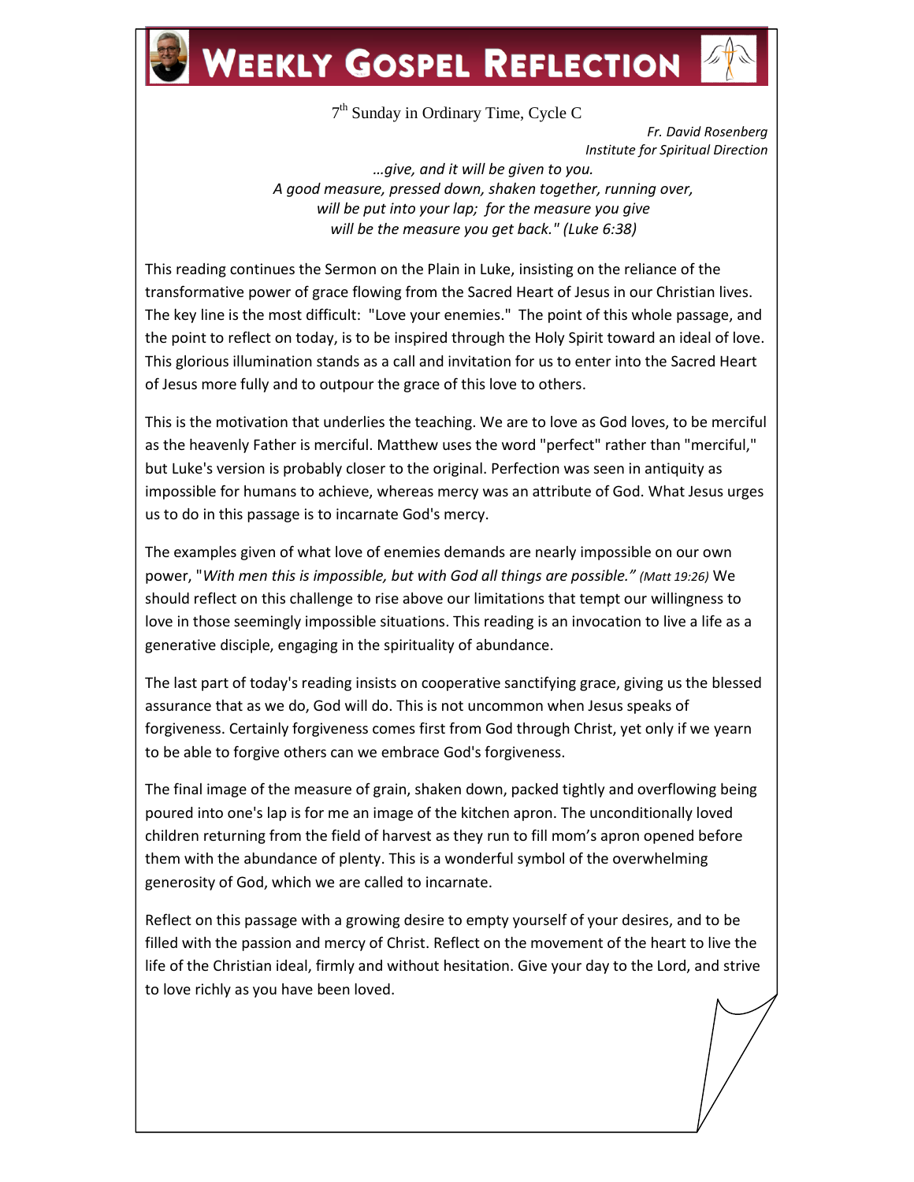# Weekly Gospel Reflection

7th Sunday in Ordinary Time, Cycle C

*Fr. David Rosenberg*
*Institute for Spiritual Direction*

*…give, and it will be given to you.*
*A good measure, pressed down, shaken together, running over,*
*will be put into your lap; for the measure you give*
*will be the measure you get back." (Luke 6:38)*

This reading continues the Sermon on the Plain in Luke, insisting on the reliance of the transformative power of grace flowing from the Sacred Heart of Jesus in our Christian lives. The key line is the most difficult: "Love your enemies." The point of this whole passage, and the point to reflect on today, is to be inspired through the Holy Spirit toward an ideal of love. This glorious illumination stands as a call and invitation for us to enter into the Sacred Heart of Jesus more fully and to outpour the grace of this love to others.

This is the motivation that underlies the teaching. We are to love as God loves, to be merciful as the heavenly Father is merciful. Matthew uses the word "perfect" rather than "merciful," but Luke's version is probably closer to the original. Perfection was seen in antiquity as impossible for humans to achieve, whereas mercy was an attribute of God. What Jesus urges us to do in this passage is to incarnate God's mercy.

The examples given of what love of enemies demands are nearly impossible on our own power, "*With men this is impossible, but with God all things are possible." (Matt 19:26)* We should reflect on this challenge to rise above our limitations that tempt our willingness to love in those seemingly impossible situations. This reading is an invocation to live a life as a generative disciple, engaging in the spirituality of abundance.

The last part of today's reading insists on cooperative sanctifying grace, giving us the blessed assurance that as we do, God will do. This is not uncommon when Jesus speaks of forgiveness. Certainly forgiveness comes first from God through Christ, yet only if we yearn to be able to forgive others can we embrace God's forgiveness.

The final image of the measure of grain, shaken down, packed tightly and overflowing being poured into one's lap is for me an image of the kitchen apron. The unconditionally loved children returning from the field of harvest as they run to fill mom's apron opened before them with the abundance of plenty. This is a wonderful symbol of the overwhelming generosity of God, which we are called to incarnate.

Reflect on this passage with a growing desire to empty yourself of your desires, and to be filled with the passion and mercy of Christ. Reflect on the movement of the heart to live the life of the Christian ideal, firmly and without hesitation. Give your day to the Lord, and strive to love richly as you have been loved.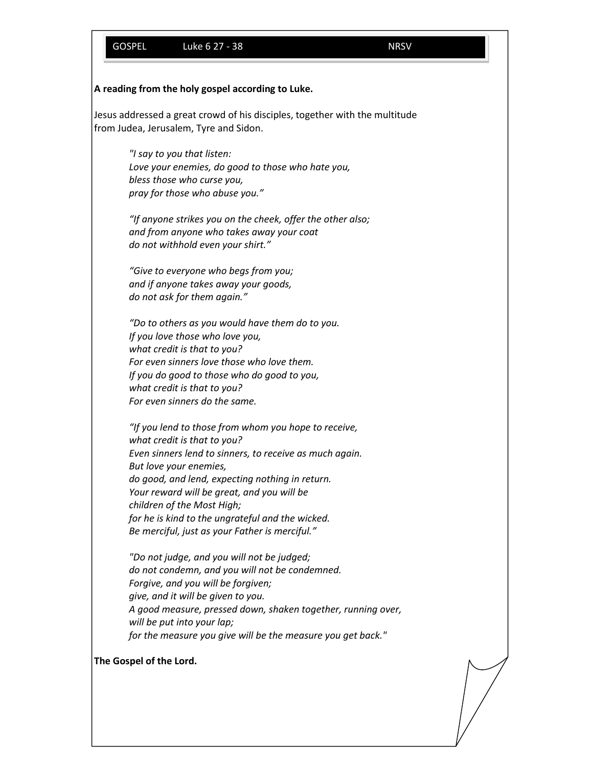GOSPEL Luke 6 27 - 38 NRSV

**A reading from the holy gospel according to Luke.**

Jesus addressed a great crowd of his disciples, together with the multitude from Judea, Jerusalem, Tyre and Sidon.

*"I say to you that listen:*
*Love your enemies, do good to those who hate you,*
*bless those who curse you,*
*pray for those who abuse you.”*

*“If anyone strikes you on the cheek, offer the other also;*
*and from anyone who takes away your coat*
*do not withhold even your shirt.”*

*“Give to everyone who begs from you;*
*and if anyone takes away your goods,*
*do not ask for them again.”*

*“Do to others as you would have them do to you.*
*If you love those who love you,*
*what credit is that to you?*
*For even sinners love those who love them.*
*If you do good to those who do good to you,*
*what credit is that to you?*
*For even sinners do the same.*

*“If you lend to those from whom you hope to receive,*
*what credit is that to you?*
*Even sinners lend to sinners, to receive as much again.*
*But love your enemies,*
*do good, and lend, expecting nothing in return.*
*Your reward will be great, and you will be*
*children of the Most High;*
*for he is kind to the ungrateful and the wicked.*
*Be merciful, just as your Father is merciful.”*

*"Do not judge, and you will not be judged;*
*do not condemn, and you will not be condemned.*
*Forgive, and you will be forgiven;*
*give, and it will be given to you.*
*A good measure, pressed down, shaken together, running over,*
*will be put into your lap;*
*for the measure you give will be the measure you get back."*

**The Gospel of the Lord.**